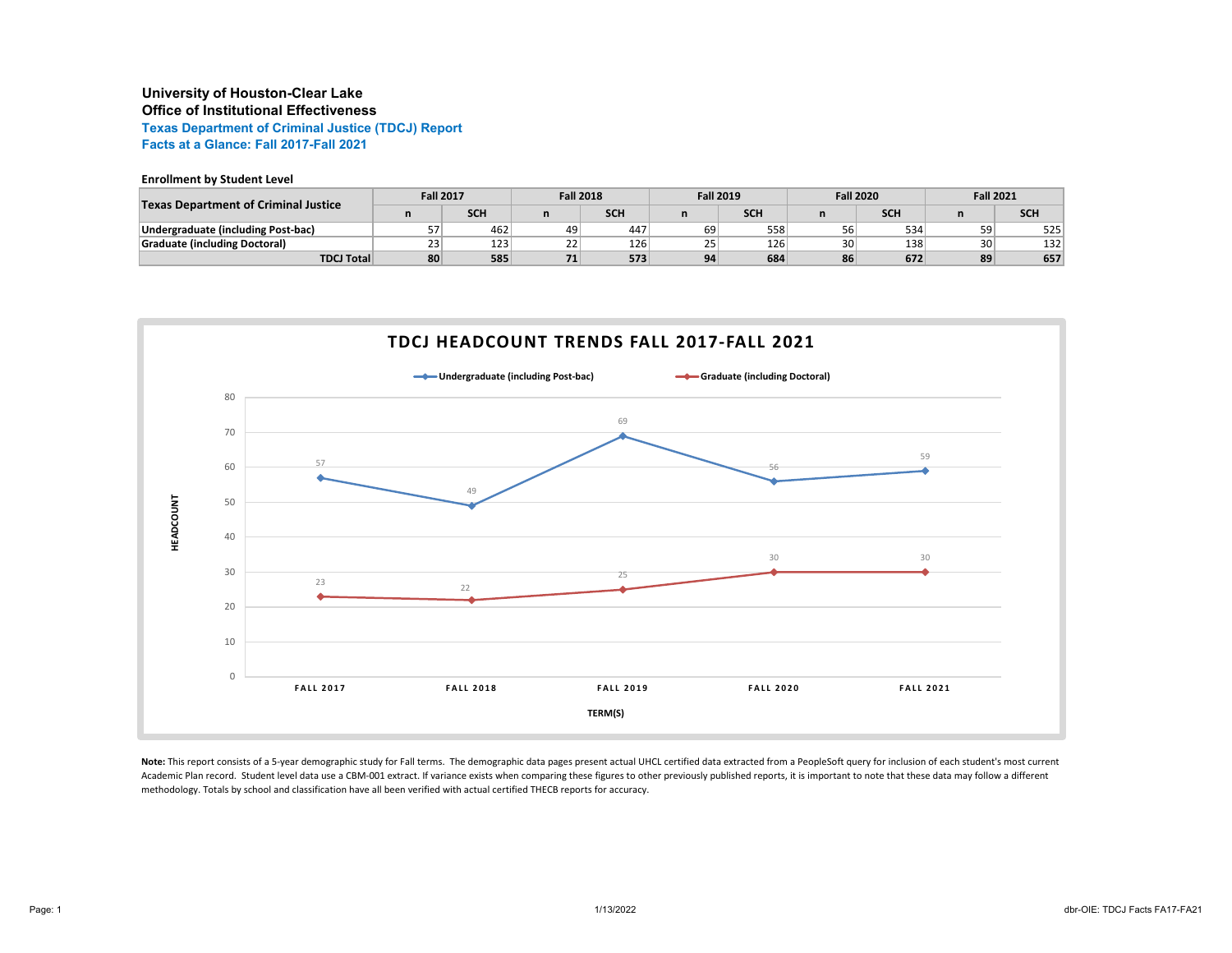**University of Houston-Clear Lake**
**Office of Institutional Effectiveness**

**Texas Department of Criminal Justice (TDCJ) Report**
**Facts at a Glance: Fall 2017-Fall 2021**

**Enrollment by Student Level**

| Texas Department of Criminal Justice | Fall 2017 | | Fall 2018 | | Fall 2019 | | Fall 2020 | | Fall 2021 | |
|---|---|---|---|---|---|---|---|---|---|---|
| | n | SCH | n | SCH | n | SCH | n | SCH | n | SCH |
| Undergraduate (including Post-bac) | 57 | 462 | 49 | 447 | 69 | 558 | 56 | 534 | 59 | 525 |
| Graduate (including Doctoral) | 23 | 123 | 22 | 126 | 25 | 126 | 30 | 138 | 30 | 132 |
| **TDCJ Total** | **80** | **585** | **71** | **573** | **94** | **684** | **86** | **672** | **89** | **657** |

**TDCJ HEADCOUNT TRENDS FALL 2017-FALL 2021**

| TERM(S) | Undergraduate (including Post-bac) | Graduate (including Doctoral) |
|---|---|---|
| FALL 2017 | 57 | 23 |
| FALL 2018 | 49 | 22 |
| FALL 2019 | 69 | 25 |
| FALL 2020 | 56 | 30 |
| FALL 2021 | 59 | 30 |

**Note:** This report consists of a 5-year demographic study for Fall terms. The demographic data pages present actual UHCL certified data extracted from a PeopleSoft query for inclusion of each student's most current Academic Plan record. Student level data use a CBM-001 extract. If variance exists when comparing these figures to other previously published reports, it is important to note that these data may follow a different methodology. Totals by school and classification have all been verified with actual certified THECB reports for accuracy.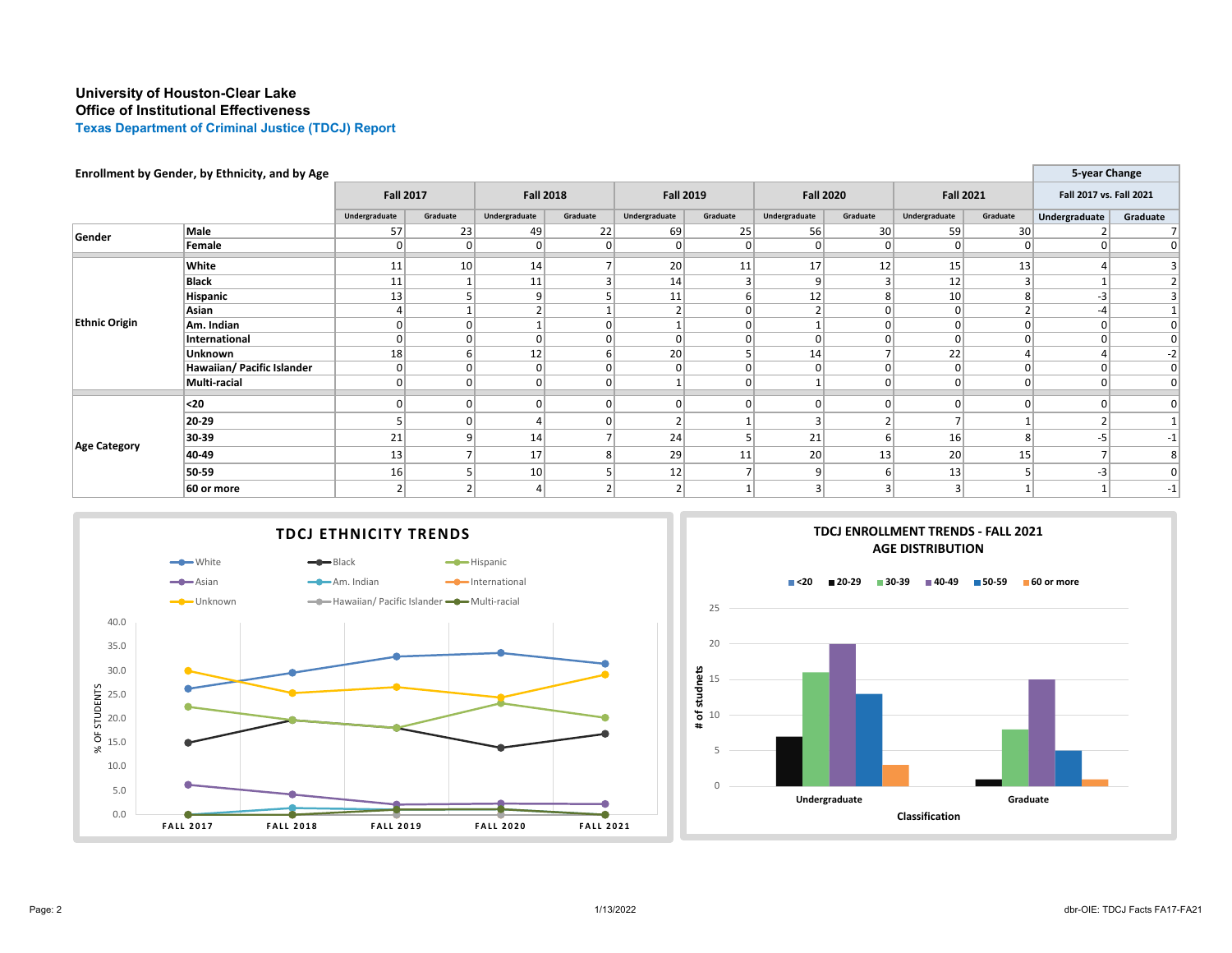**University of Houston-Clear Lake**
**Office of Institutional Effectiveness**
**Texas Department of Criminal Justice (TDCJ) Report**

**Enrollment by Gender, by Ethnicity, and by Age**

| | | Fall 2017 | | Fall 2018 | | Fall 2019 | | Fall 2020 | | Fall 2021 | | 5-year Change Fall 2017 vs. Fall 2021 | |
|---|---|---|---|---|---|---|---|---|---|---|---|---|---|
| | | Undergraduate | Graduate | Undergraduate | Graduate | Undergraduate | Graduate | Undergraduate | Graduate | Undergraduate | Graduate | Undergraduate | Graduate |
| Gender | Male | 57 | 23 | 49 | 22 | 69 | 25 | 56 | 30 | 59 | 30 | 2 | 7 |
| | Female | 0 | 0 | 0 | 0 | 0 | 0 | 0 | 0 | 0 | 0 | 0 | 0 |
| Ethnic Origin | White | 11 | 10 | 14 | 7 | 20 | 11 | 17 | 12 | 15 | 13 | 4 | 3 |
| | Black | 11 | 1 | 11 | 3 | 14 | 3 | 9 | 3 | 12 | 3 | 1 | 2 |
| | Hispanic | 13 | 5 | 9 | 5 | 11 | 6 | 12 | 8 | 10 | 8 | -3 | 3 |
| | Asian | 4 | 1 | 2 | 1 | 2 | 0 | 2 | 0 | 0 | 2 | -4 | 1 |
| | Am. Indian | 0 | 0 | 1 | 0 | 1 | 0 | 1 | 0 | 0 | 0 | 0 | 0 |
| | International | 0 | 0 | 0 | 0 | 0 | 0 | 0 | 0 | 0 | 0 | 0 | 0 |
| | Unknown | 18 | 6 | 12 | 6 | 20 | 5 | 14 | 7 | 22 | 4 | 4 | -2 |
| | Hawaiian/ Pacific Islander | 0 | 0 | 0 | 0 | 0 | 0 | 0 | 0 | 0 | 0 | 0 | 0 |
| | Multi-racial | 0 | 0 | 0 | 0 | 1 | 0 | 1 | 0 | 0 | 0 | 0 | 0 |
| Age Category | <20 | 0 | 0 | 0 | 0 | 0 | 0 | 0 | 0 | 0 | 0 | 0 | 0 |
| | 20-29 | 5 | 0 | 4 | 0 | 2 | 1 | 3 | 2 | 7 | 1 | 2 | 1 |
| | 30-39 | 21 | 9 | 14 | 7 | 24 | 5 | 21 | 6 | 16 | 8 | -5 | -1 |
| | 40-49 | 13 | 7 | 17 | 8 | 29 | 11 | 20 | 13 | 20 | 15 | 7 | 8 |
| | 50-59 | 16 | 5 | 10 | 5 | 12 | 7 | 9 | 6 | 13 | 5 | -3 | 0 |
| | 60 or more | 2 | 2 | 4 | 2 | 2 | 1 | 3 | 3 | 3 | 1 | 1 | -1 |

**TDCJ ETHNICITY TRENDS**

(Line chart: % OF STUDENTS by ethnicity — White, Black, Hispanic, Asian, Am. Indian, International, Unknown, Hawaiian/ Pacific Islander, Multi-racial — for FALL 2017, FALL 2018, FALL 2019, FALL 2020, FALL 2021)

**TDCJ ENROLLMENT TRENDS - FALL 2021 AGE DISTRIBUTION**

(Bar chart: # of studnets by Classification — Undergraduate, Graduate — for age groups <20, 20-29, 30-39, 40-49, 50-59, 60 or more)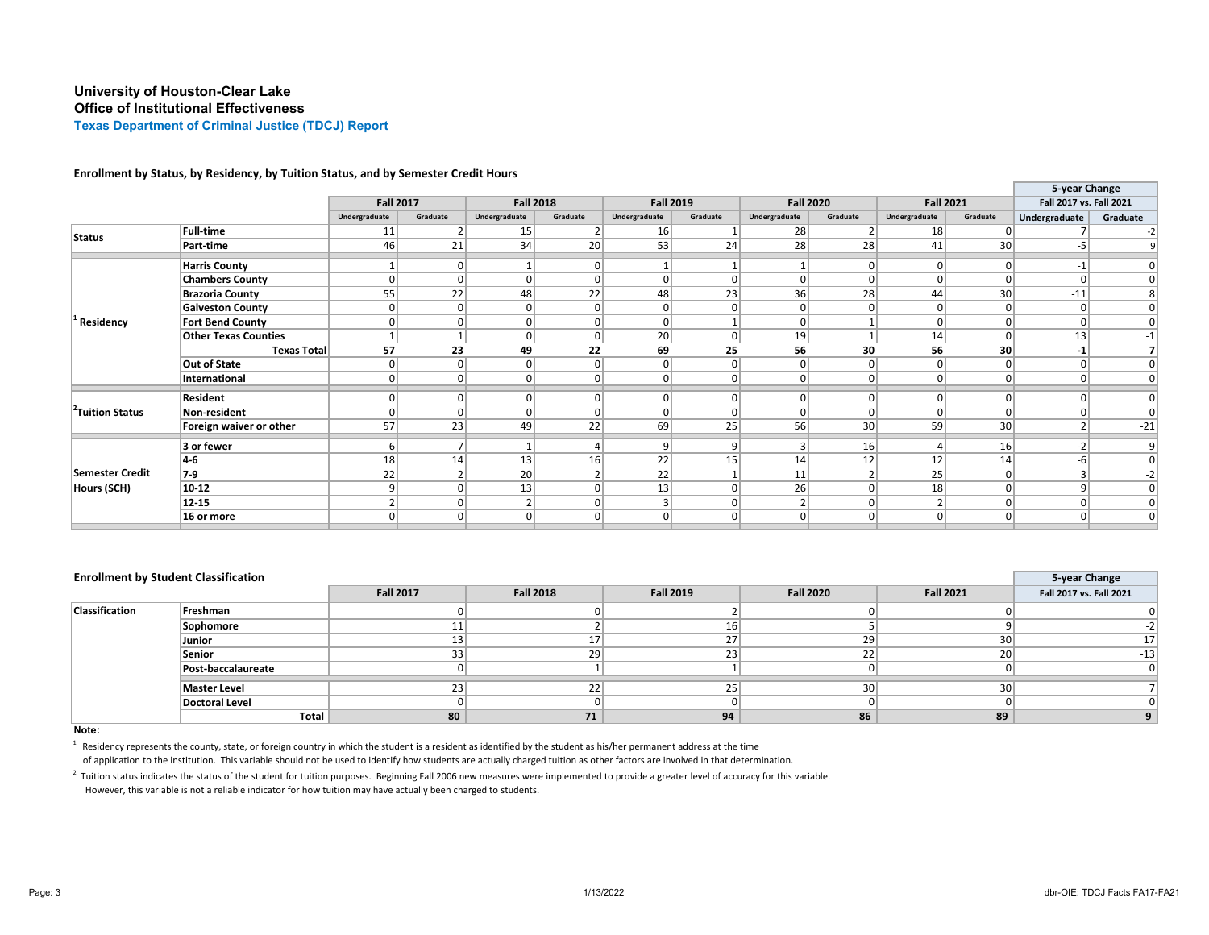# University of Houston-Clear Lake

## Office of Institutional Effectiveness

### Texas Department of Criminal Justice (TDCJ) Report

**Enrollment by Status, by Residency, by Tuition Status, and by Semester Credit Hours**

| | | Fall 2017 | | Fall 2018 | | Fall 2019 | | Fall 2020 | | Fall 2021 | | 5-year Change Fall 2017 vs. Fall 2021 | |
|---|---|---|---|---|---|---|---|---|---|---|---|---|---|
| | | Undergraduate | Graduate | Undergraduate | Graduate | Undergraduate | Graduate | Undergraduate | Graduate | Undergraduate | Graduate | Undergraduate | Graduate |
| Status | Full-time | 11 | 2 | 15 | 2 | 16 | 1 | 28 | 2 | 18 | 0 | 7 | -2 |
| | Part-time | 46 | 21 | 34 | 20 | 53 | 24 | 28 | 28 | 41 | 30 | -5 | 9 |
| [1] Residency | Harris County | 1 | 0 | 1 | 0 | 1 | 1 | 1 | 0 | 0 | 0 | -1 | 0 |
| | Chambers County | 0 | 0 | 0 | 0 | 0 | 0 | 0 | 0 | 0 | 0 | 0 | 0 |
| | Brazoria County | 55 | 22 | 48 | 22 | 48 | 23 | 36 | 28 | 44 | 30 | -11 | 8 |
| | Galveston County | 0 | 0 | 0 | 0 | 0 | 0 | 0 | 0 | 0 | 0 | 0 | 0 |
| | Fort Bend County | 0 | 0 | 0 | 0 | 0 | 1 | 0 | 1 | 0 | 0 | 0 | 0 |
| | Other Texas Counties | 1 | 1 | 0 | 0 | 20 | 0 | 19 | 1 | 14 | 0 | 13 | -1 |
| | **Texas Total** | **57** | **23** | **49** | **22** | **69** | **25** | **56** | **30** | **56** | **30** | **-1** | **7** |
| | Out of State | 0 | 0 | 0 | 0 | 0 | 0 | 0 | 0 | 0 | 0 | 0 | 0 |
| | International | 0 | 0 | 0 | 0 | 0 | 0 | 0 | 0 | 0 | 0 | 0 | 0 |
| [2] Tuition Status | Resident | 0 | 0 | 0 | 0 | 0 | 0 | 0 | 0 | 0 | 0 | 0 | 0 |
| | Non-resident | 0 | 0 | 0 | 0 | 0 | 0 | 0 | 0 | 0 | 0 | 0 | 0 |
| | Foreign waiver or other | 57 | 23 | 49 | 22 | 69 | 25 | 56 | 30 | 59 | 30 | 2 | -21 |
| Semester Credit Hours (SCH) | 3 or fewer | 6 | 7 | 1 | 4 | 9 | 9 | 3 | 16 | 4 | 16 | -2 | 9 |
| | 4-6 | 18 | 14 | 13 | 16 | 22 | 15 | 14 | 12 | 12 | 14 | -6 | 0 |
| | 7-9 | 22 | 2 | 20 | 2 | 22 | 1 | 11 | 2 | 25 | 0 | 3 | -2 |
| | 10-12 | 9 | 0 | 13 | 0 | 13 | 0 | 26 | 0 | 18 | 0 | 9 | 0 |
| | 12-15 | 2 | 0 | 2 | 0 | 3 | 0 | 2 | 0 | 2 | 0 | 0 | 0 |
| | 16 or more | 0 | 0 | 0 | 0 | 0 | 0 | 0 | 0 | 0 | 0 | 0 | 0 |

**Enrollment by Student Classification**

| | | Fall 2017 | Fall 2018 | Fall 2019 | Fall 2020 | Fall 2021 | 5-year Change Fall 2017 vs. Fall 2021 |
|---|---|---|---|---|---|---|---|
| Classification | Freshman | 0 | 0 | 2 | 0 | 0 | 0 |
| | Sophomore | 11 | 2 | 16 | 5 | 9 | -2 |
| | Junior | 13 | 17 | 27 | 29 | 30 | 17 |
| | Senior | 33 | 29 | 23 | 22 | 20 | -13 |
| | Post-baccalaureate | 0 | 1 | 1 | 0 | 0 | 0 |
| | Master Level | 23 | 22 | 25 | 30 | 30 | 7 |
| | Doctoral Level | 0 | 0 | 0 | 0 | 0 | 0 |
| | **Total** | **80** | **71** | **94** | **86** | **89** | **9** |

**Note:**

[1] Residency represents the county, state, or foreign country in which the student is a resident as identified by the student as his/her permanent address at the time of application to the institution. This variable should not be used to identify how students are actually charged tuition as other factors are involved in that determination.

[2] Tuition status indicates the status of the student for tuition purposes. Beginning Fall 2006 new measures were implemented to provide a greater level of accuracy for this variable. However, this variable is not a reliable indicator for how tuition may have actually been charged to students.